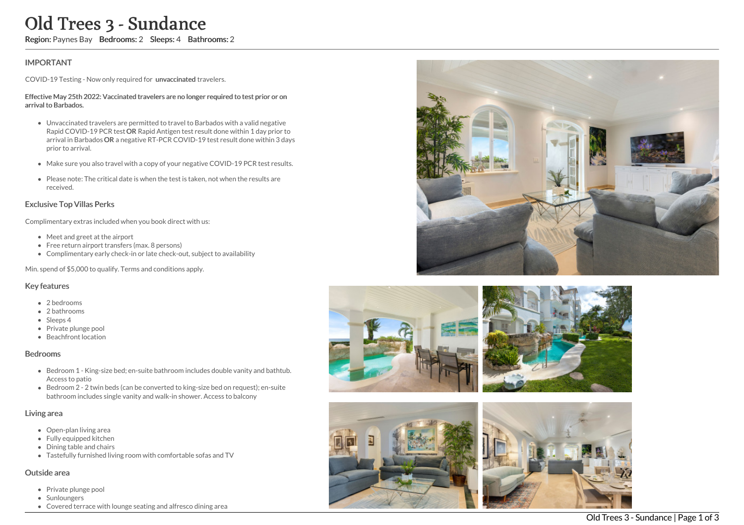# Old Trees 3 - Sundance

**Region:** Paynes Bay **Bedrooms:** 2 **Sleeps:** 4 **Bathrooms:** 2

## IMPORTANT

COVID-19 Testing - Now only required for **unvaccinated** travelers.

**Effective May 25th 2022: Vaccinated travelers are no longer required to test prior or on arrival to Barbados.**

- Unvaccinated travelers are permitted to travel to Barbados with a valid negative Rapid COVID-19 PCR test **OR** Rapid Antigen test result done within 1 day prior to arrival in Barbados **OR** a negative RT-PCR COVID-19 test result done within 3 days prior to arrival.
- Make sure you also travel with a copy of your negative COVID-19 PCR test results.
- Please note: The critical date is when the test is taken, not when the results are received.

## Exclusive Top Villas Perks

Complimentary extras included when you book direct with us:

- Meet and greet at the airport
- Free return airport transfers (max. 8 persons)
- Complimentary early check-in or late check-out, subject to availability

Min. spend of $5,000 to qualify. Terms and conditions apply.

## Key features

- 2 bedrooms
- 2 bathrooms
- Sleeps 4
- Private plunge pool
- Beachfront location

## Bedrooms

- Bedroom 1 - King-size bed; en-suite bathroom includes double vanity and bathtub. Access to patio
- Bedroom 2 - 2 twin beds (can be converted to king-size bed on request); en-suite bathroom includes single vanity and walk-in shower. Access to balcony

## Living area

- Open-plan living area
- Fully equipped kitchen
- Dining table and chairs
- Tastefully furnished living room with comfortable sofas and TV

## Outside area

- Private plunge pool
- Sunloungers
- Covered terrace with lounge seating and alfresco dining area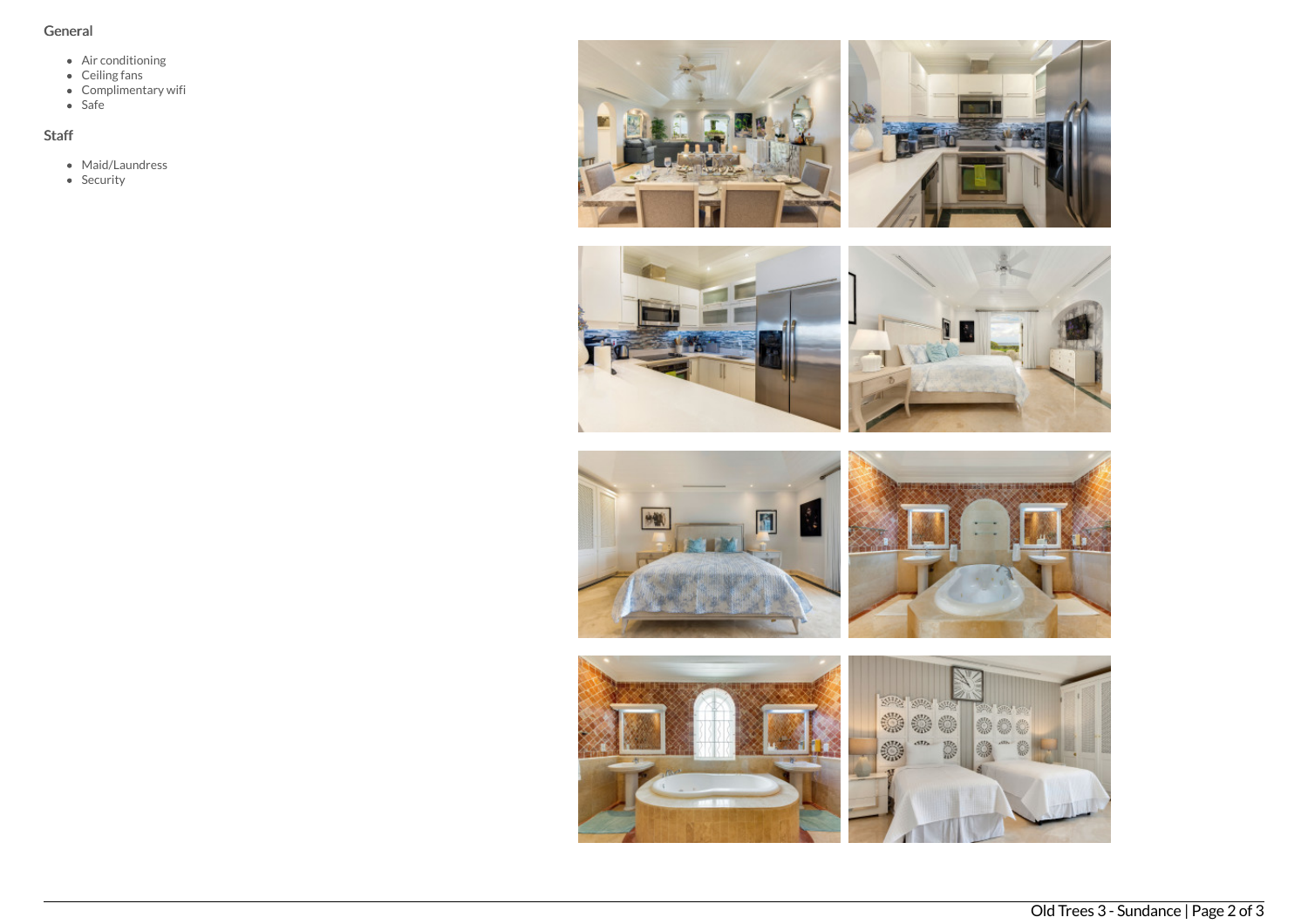## General

- Air conditioning
- Ceiling fans
- Complimentary wifi
- Safe

## Staff

- Maid/Laundress
- Security